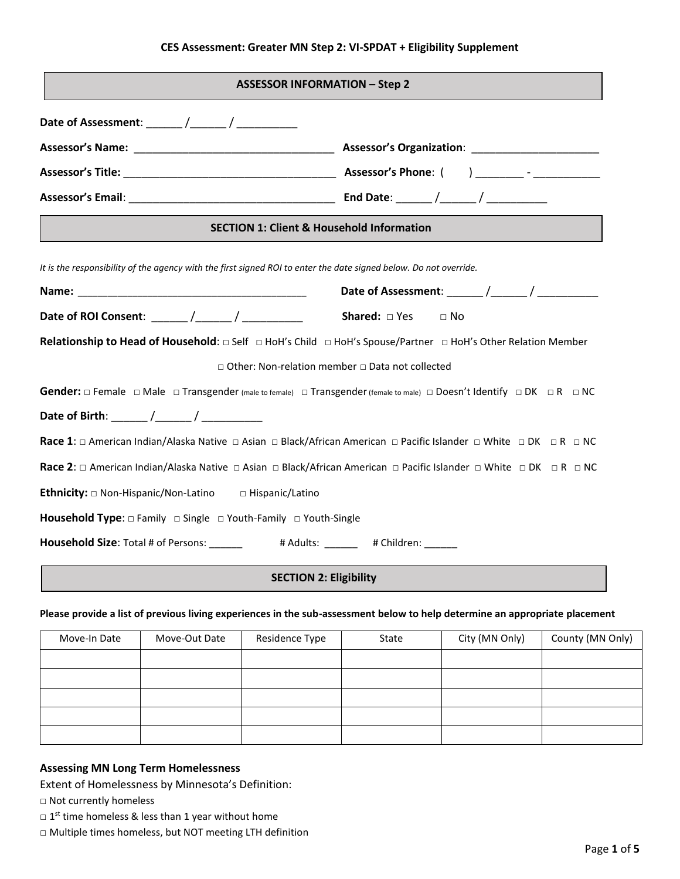**CES Assessment: Greater MN Step 2: VI-SPDAT + Eligibility Supplement**

## ASSESSOR INFORMATION – Step 2

**Date of Assessment**: ______ /______ / __________

**Assessor's Name:** __________________________________ **Assessor's Organization**: _____________________

**Assessor's Title:** ___________________________________ **Assessor's Phone**: (       ) ________ - ___________

**Assessor's Email**: ___________________________________ **End Date**: ______ /______ / __________

## SECTION 1: Client & Household Information

*It is the responsibility of the agency with the first signed ROI to enter the date signed below. Do not override.*

**Name:** ________________________________________ **Date of Assessment**: ______ /______ / __________

**Date of ROI Consent**: ______ /______ / __________ **Shared:** □ Yes □ No

**Relationship to Head of Household**: □ Self □ HoH's Child □ HoH's Spouse/Partner □ HoH's Other Relation Member □ Other: Non-relation member □ Data not collected

**Gender:** □ Female □ Male □ Transgender (male to female) □ Transgender (female to male) □ Doesn't Identify □ DK □ R □ NC

**Date of Birth**: ______ /______ / __________

**Race 1**: □ American Indian/Alaska Native □ Asian □ Black/African American □ Pacific Islander □ White □ DK □ R □ NC

**Race 2**: □ American Indian/Alaska Native □ Asian □ Black/African American □ Pacific Islander □ White □ DK □ R □ NC

**Ethnicity:** □ Non-Hispanic/Non-Latino □ Hispanic/Latino

**Household Type**: □ Family □ Single □ Youth-Family □ Youth-Single

**Household Size**: Total # of Persons: ______ # Adults: ______ # Children: ______

## SECTION 2: Eligibility

**Please provide a list of previous living experiences in the sub-assessment below to help determine an appropriate placement**

| Move-In Date | Move-Out Date | Residence Type | State | City (MN Only) | County (MN Only) |
|---|---|---|---|---|---|
| | | | | | |
| | | | | | |
| | | | | | |
| | | | | | |
| | | | | | |

### Assessing MN Long Term Homelessness

Extent of Homelessness by Minnesota's Definition:

□ Not currently homeless

□ 1st time homeless & less than 1 year without home

□ Multiple times homeless, but NOT meeting LTH definition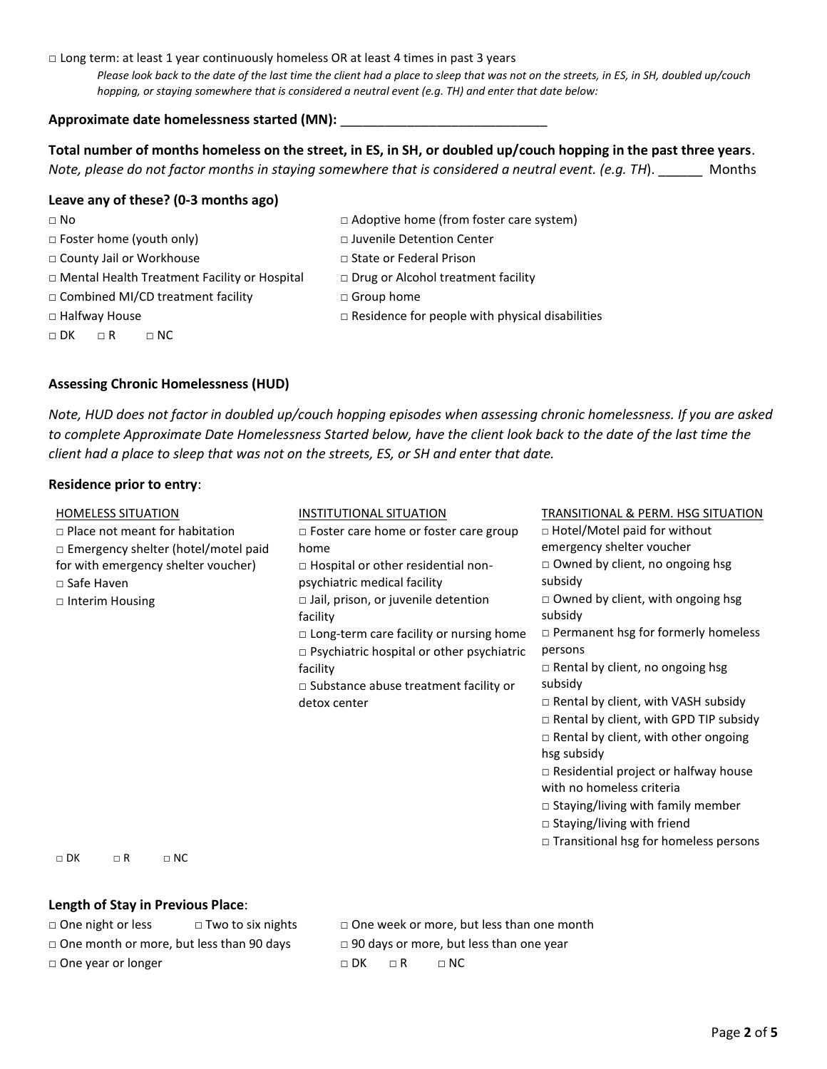□ Long term: at least 1 year continuously homeless OR at least 4 times in past 3 years

*Please look back to the date of the last time the client had a place to sleep that was not on the streets, in ES, in SH, doubled up/couch hopping, or staying somewhere that is considered a neutral event (e.g. TH) and enter that date below:*

**Approximate date homelessness started (MN):** ____________________________

**Total number of months homeless on the street, in ES, in SH, or doubled up/couch hopping in the past three years**. *Note, please do not factor months in staying somewhere that is considered a neutral event. (e.g. TH*). ______ Months

**Leave any of these? (0-3 months ago)**

□ No
□ Foster home (youth only)
□ County Jail or Workhouse
□ Mental Health Treatment Facility or Hospital
□ Combined MI/CD treatment facility
□ Halfway House
□ DK □ R □ NC
□ Adoptive home (from foster care system)
□ Juvenile Detention Center
□ State or Federal Prison
□ Drug or Alcohol treatment facility
□ Group home
□ Residence for people with physical disabilities

**Assessing Chronic Homelessness (HUD)**

*Note, HUD does not factor in doubled up/couch hopping episodes when assessing chronic homelessness. If you are asked to complete Approximate Date Homelessness Started below, have the client look back to the date of the last time the client had a place to sleep that was not on the streets, ES, or SH and enter that date.*

**Residence prior to entry**:

HOMELESS SITUATION

□ Place not meant for habitation
□ Emergency shelter (hotel/motel paid for with emergency shelter voucher)
□ Safe Haven
□ Interim Housing

INSTITUTIONAL SITUATION

□ Foster care home or foster care group home
□ Hospital or other residential non-psychiatric medical facility
□ Jail, prison, or juvenile detention facility
□ Long-term care facility or nursing home
□ Psychiatric hospital or other psychiatric facility
□ Substance abuse treatment facility or detox center

TRANSITIONAL & PERM. HSG SITUATION

□ Hotel/Motel paid for without emergency shelter voucher
□ Owned by client, no ongoing hsg subsidy
□ Owned by client, with ongoing hsg subsidy
□ Permanent hsg for formerly homeless persons
□ Rental by client, no ongoing hsg subsidy
□ Rental by client, with VASH subsidy
□ Rental by client, with GPD TIP subsidy
□ Rental by client, with other ongoing hsg subsidy
□ Residential project or halfway house with no homeless criteria
□ Staying/living with family member
□ Staying/living with friend
□ Transitional hsg for homeless persons

□ DK □ R □ NC

**Length of Stay in Previous Place**:

□ One night or less
□ Two to six nights
□ One week or more, but less than one month
□ One month or more, but less than 90 days
□ 90 days or more, but less than one year
□ One year or longer
□ DK □ R □ NC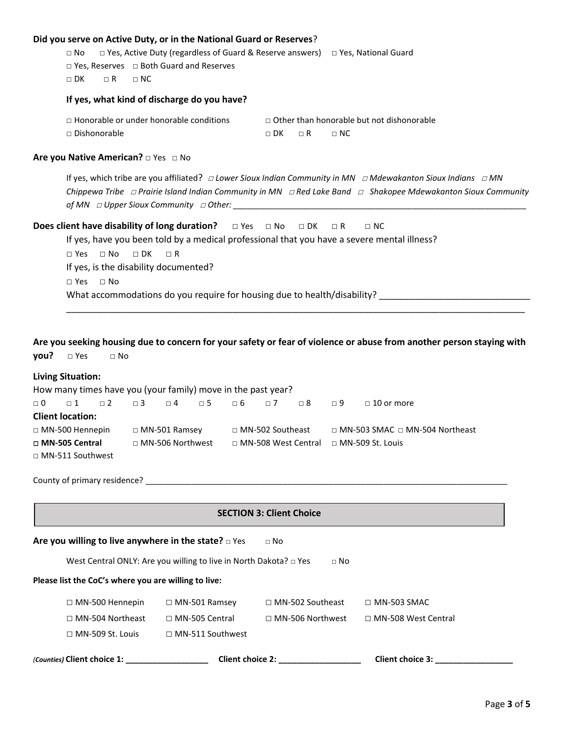**Did you serve on Active Duty, or in the National Guard or Reserves**?

□ No □ Yes, Active Duty (regardless of Guard & Reserve answers) □ Yes, National Guard
□ Yes, Reserves □ Both Guard and Reserves
□ DK □ R □ NC

**If yes, what kind of discharge do you have?**

□ Honorable or under honorable conditions □ Other than honorable but not dishonorable
□ Dishonorable □ DK □ R □ NC

**Are you Native American?** □ Yes □ No

If yes, which tribe are you affiliated? *□ Lower Sioux Indian Community in MN □ Mdewakanton Sioux Indians □ MN Chippewa Tribe □ Prairie Island Indian Community in MN □ Red Lake Band □ Shakopee Mdewakanton Sioux Community of MN □ Upper Sioux Community □ Other:* ___________________________________________________________________

**Does client have disability of long duration?** □ Yes □ No □ DK □ R □ NC

If yes, have you been told by a medical professional that you have a severe mental illness?

□ Yes □ No □ DK □ R

If yes, is the disability documented?

□ Yes □ No

What accommodations do you require for housing due to health/disability? ______________________________
_____________________________________________________________________________________________

**Are you seeking housing due to concern for your safety or fear of violence or abuse from another person staying with you?** □ Yes □ No

**Living Situation:**

How many times have you (your family) move in the past year?

□ 0 □ 1 □ 2 □ 3 □ 4 □ 5 □ 6 □ 7 □ 8 □ 9 □ 10 or more

**Client location:**

□ MN-500 Hennepin □ MN-501 Ramsey □ MN-502 Southeast □ MN-503 SMAC □ MN-504 Northeast
**□ MN-505 Central** □ MN-506 Northwest □ MN-508 West Central □ MN-509 St. Louis
□ MN-511 Southwest

County of primary residence? _________________________________________________________________________________

## SECTION 3: Client Choice

**Are you willing to live anywhere in the state?** □ Yes □ No

West Central ONLY: Are you willing to live in North Dakota? □ Yes □ No

**Please list the CoC's where you are willing to live:**

□ MN-500 Hennepin □ MN-501 Ramsey □ MN-502 Southeast □ MN-503 SMAC
□ MN-504 Northeast □ MN-505 Central □ MN-506 Northwest □ MN-508 West Central
□ MN-509 St. Louis □ MN-511 Southwest

*(Counties)* **Client choice 1: __________________ Client choice 2: __________________ Client choice 3: _________________**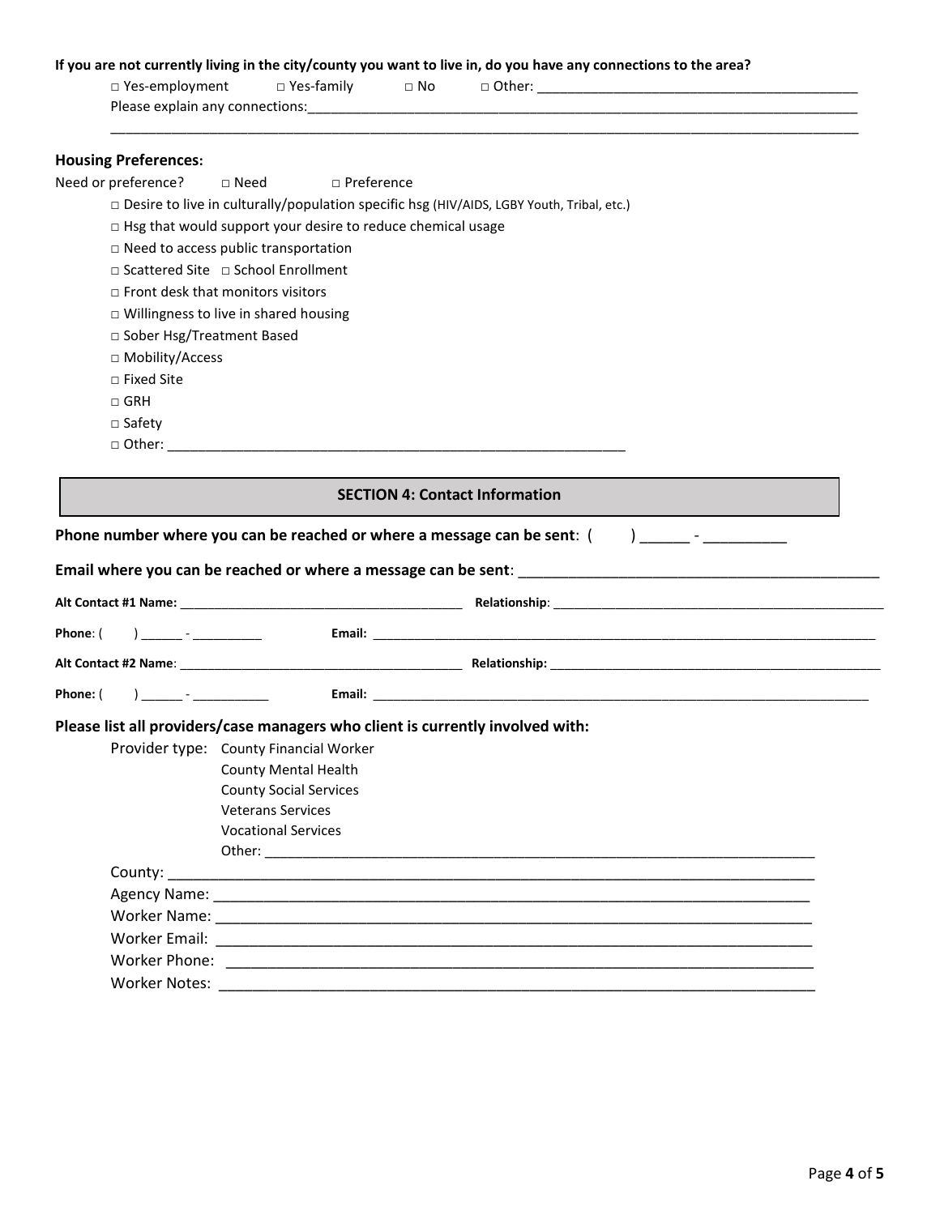**If you are not currently living in the city/county you want to live in, do you have any connections to the area?**

□ Yes-employment □ Yes-family □ No □ Other: ___________________________________________

Please explain any connections:_____________________________________________________________________________

_____________________________________________________________________________________________________

### Housing Preferences:

Need or preference? □ Need □ Preference

- □ Desire to live in culturally/population specific hsg (HIV/AIDS, LGBY Youth, Tribal, etc.)
- □ Hsg that would support your desire to reduce chemical usage
- □ Need to access public transportation
- □ Scattered Site □ School Enrollment
- □ Front desk that monitors visitors
- □ Willingness to live in shared housing
- □ Sober Hsg/Treatment Based
- □ Mobility/Access
- □ Fixed Site
- □ GRH
- □ Safety
- □ Other: ____________________________________________________________

## SECTION 4: Contact Information

**Phone number where you can be reached or where a message can be sent**: ( ) ______ - __________

**Email where you can be reached or where a message can be sent**: ____________________________________________

**Alt Contact #1 Name:** ________________________________________ **Relationship**: _________________________________________________

**Phone**: ( ) ______ - __________ **Email:** ___________________________________________________________________________

**Alt Contact #2 Name**: ________________________________________ **Relationship:** _________________________________________________

**Phone:** ( ) ______ - ___________ **Email:** __________________________________________________________________________

**Please list all providers/case managers who client is currently involved with:**

Provider type: County Financial Worker
County Mental Health
County Social Services
Veterans Services
Vocational Services
Other: ___________________________________________________________________________

County: _________________________________________________________________________________

Agency Name: ____________________________________________________________________________

Worker Name: ____________________________________________________________________________

Worker Email: ____________________________________________________________________________

Worker Phone: ____________________________________________________________________________

Worker Notes: ____________________________________________________________________________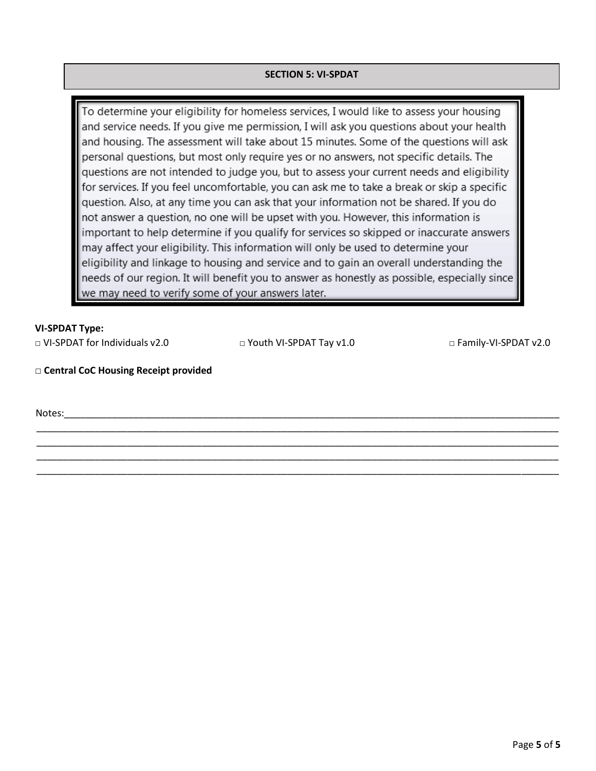## SECTION 5: VI-SPDAT

To determine your eligibility for homeless services, I would like to assess your housing and service needs. If you give me permission, I will ask you questions about your health and housing. The assessment will take about 15 minutes. Some of the questions will ask personal questions, but most only require yes or no answers, not specific details. The questions are not intended to judge you, but to assess your current needs and eligibility for services. If you feel uncomfortable, you can ask me to take a break or skip a specific question. Also, at any time you can ask that your information not be shared. If you do not answer a question, no one will be upset with you. However, this information is important to help determine if you qualify for services so skipped or inaccurate answers may affect your eligibility. This information will only be used to determine your eligibility and linkage to housing and service and to gain an overall understanding the needs of our region. It will benefit you to answer as honestly as possible, especially since we may need to verify some of your answers later.

**VI-SPDAT Type:**

□ VI-SPDAT for Individuals v2.0 □ Youth VI-SPDAT Tay v1.0 □ Family-VI-SPDAT v2.0

□ **Central CoC Housing Receipt provided**

Notes:\_\_\_\_\_\_\_\_\_\_\_\_\_\_\_\_\_\_\_\_\_\_\_\_\_\_\_\_\_\_\_\_\_\_\_\_\_\_\_\_\_\_\_\_\_\_\_\_\_\_\_\_\_\_\_\_\_\_\_\_\_\_\_\_\_\_\_\_\_\_\_\_\_\_\_\_\_\_

\_\_\_\_\_\_\_\_\_\_\_\_\_\_\_\_\_\_\_\_\_\_\_\_\_\_\_\_\_\_\_\_\_\_\_\_\_\_\_\_\_\_\_\_\_\_\_\_\_\_\_\_\_\_\_\_\_\_\_\_\_\_\_\_\_\_\_\_\_\_\_\_\_\_\_\_\_\_\_\_\_\_\_\_

\_\_\_\_\_\_\_\_\_\_\_\_\_\_\_\_\_\_\_\_\_\_\_\_\_\_\_\_\_\_\_\_\_\_\_\_\_\_\_\_\_\_\_\_\_\_\_\_\_\_\_\_\_\_\_\_\_\_\_\_\_\_\_\_\_\_\_\_\_\_\_\_\_\_\_\_\_\_\_\_\_\_\_\_

\_\_\_\_\_\_\_\_\_\_\_\_\_\_\_\_\_\_\_\_\_\_\_\_\_\_\_\_\_\_\_\_\_\_\_\_\_\_\_\_\_\_\_\_\_\_\_\_\_\_\_\_\_\_\_\_\_\_\_\_\_\_\_\_\_\_\_\_\_\_\_\_\_\_\_\_\_\_\_\_\_\_\_\_

\_\_\_\_\_\_\_\_\_\_\_\_\_\_\_\_\_\_\_\_\_\_\_\_\_\_\_\_\_\_\_\_\_\_\_\_\_\_\_\_\_\_\_\_\_\_\_\_\_\_\_\_\_\_\_\_\_\_\_\_\_\_\_\_\_\_\_\_\_\_\_\_\_\_\_\_\_\_\_\_\_\_\_\_